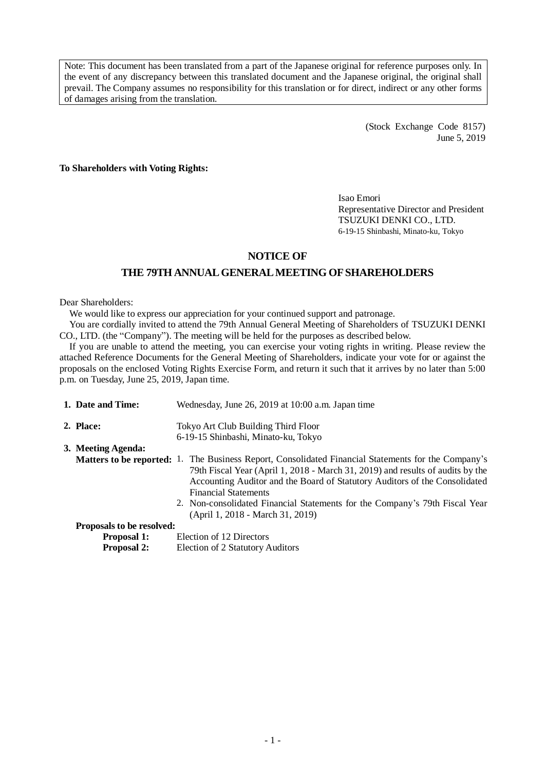Note: This document has been translated from a part of the Japanese original for reference purposes only. In the event of any discrepancy between this translated document and the Japanese original, the original shall prevail. The Company assumes no responsibility for this translation or for direct, indirect or any other forms of damages arising from the translation.

(Stock Exchange Code 8157)
June 5, 2019

**To Shareholders with Voting Rights:**

Isao Emori
Representative Director and President
TSUZUKI DENKI CO., LTD.
6-19-15 Shinbashi, Minato-ku, Tokyo

# NOTICE OF THE 79TH ANNUAL GENERAL MEETING OF SHAREHOLDERS

Dear Shareholders:

We would like to express our appreciation for your continued support and patronage.

You are cordially invited to attend the 79th Annual General Meeting of Shareholders of TSUZUKI DENKI CO., LTD. (the "Company"). The meeting will be held for the purposes as described below.

If you are unable to attend the meeting, you can exercise your voting rights in writing. Please review the attached Reference Documents for the General Meeting of Shareholders, indicate your vote for or against the proposals on the enclosed Voting Rights Exercise Form, and return it such that it arrives by no later than 5:00 p.m. on Tuesday, June 25, 2019, Japan time.

**1. Date and Time:** Wednesday, June 26, 2019 at 10:00 a.m. Japan time

**2. Place:** Tokyo Art Club Building Third Floor
6-19-15 Shinbashi, Minato-ku, Tokyo

**3. Meeting Agenda:**

**Matters to be reported:**

1. The Business Report, Consolidated Financial Statements for the Company's 79th Fiscal Year (April 1, 2018 - March 31, 2019) and results of audits by the Accounting Auditor and the Board of Statutory Auditors of the Consolidated Financial Statements
2. Non-consolidated Financial Statements for the Company's 79th Fiscal Year (April 1, 2018 - March 31, 2019)

**Proposals to be resolved:**

**Proposal 1:** Election of 12 Directors

**Proposal 2:** Election of 2 Statutory Auditors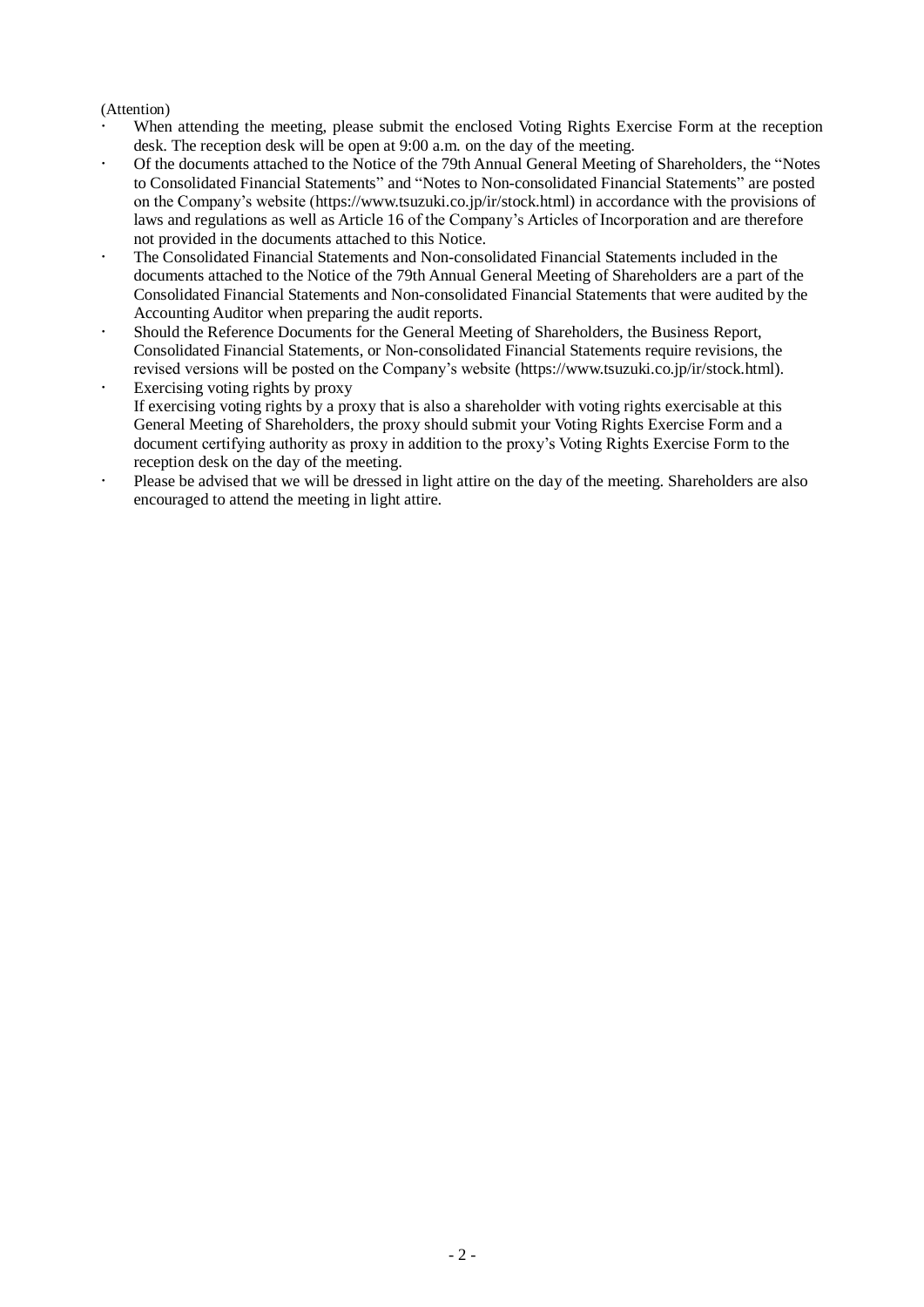(Attention)

- When attending the meeting, please submit the enclosed Voting Rights Exercise Form at the reception desk. The reception desk will be open at 9:00 a.m. on the day of the meeting.
- Of the documents attached to the Notice of the 79th Annual General Meeting of Shareholders, the "Notes to Consolidated Financial Statements" and "Notes to Non-consolidated Financial Statements" are posted on the Company's website (https://www.tsuzuki.co.jp/ir/stock.html) in accordance with the provisions of laws and regulations as well as Article 16 of the Company's Articles of Incorporation and are therefore not provided in the documents attached to this Notice.
- The Consolidated Financial Statements and Non-consolidated Financial Statements included in the documents attached to the Notice of the 79th Annual General Meeting of Shareholders are a part of the Consolidated Financial Statements and Non-consolidated Financial Statements that were audited by the Accounting Auditor when preparing the audit reports.
- Should the Reference Documents for the General Meeting of Shareholders, the Business Report, Consolidated Financial Statements, or Non-consolidated Financial Statements require revisions, the revised versions will be posted on the Company's website (https://www.tsuzuki.co.jp/ir/stock.html).
- Exercising voting rights by proxy
  If exercising voting rights by a proxy that is also a shareholder with voting rights exercisable at this General Meeting of Shareholders, the proxy should submit your Voting Rights Exercise Form and a document certifying authority as proxy in addition to the proxy's Voting Rights Exercise Form to the reception desk on the day of the meeting.
- Please be advised that we will be dressed in light attire on the day of the meeting. Shareholders are also encouraged to attend the meeting in light attire.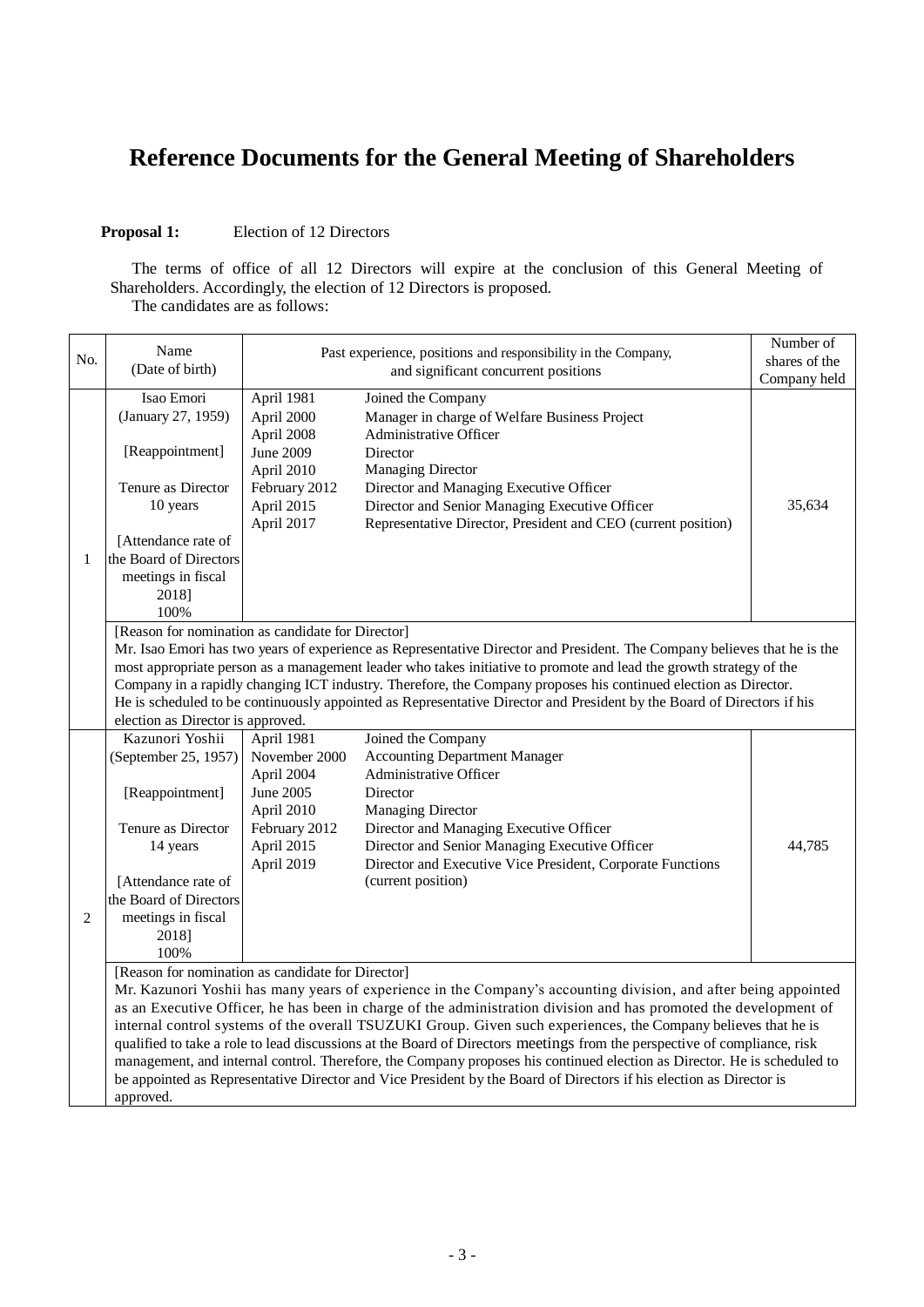# Reference Documents for the General Meeting of Shareholders

**Proposal 1:** Election of 12 Directors

The terms of office of all 12 Directors will expire at the conclusion of this General Meeting of Shareholders. Accordingly, the election of 12 Directors is proposed.

The candidates are as follows:

| No. | Name (Date of birth) | Past experience, positions and responsibility in the Company, and significant concurrent positions | | Number of shares of the Company held |
|---|---|---|---|---|
| 1 | Isao Emori<br>(January 27, 1959)<br><br>[Reappointment]<br><br>Tenure as Director<br>10 years<br><br>[Attendance rate of the Board of Directors meetings in fiscal 2018]<br>100% | April 1981<br>April 2000<br>April 2008<br>June 2009<br>April 2010<br>February 2012<br>April 2015<br>April 2017 | Joined the Company<br>Manager in charge of Welfare Business Project<br>Administrative Officer<br>Director<br>Managing Director<br>Director and Managing Executive Officer<br>Director and Senior Managing Executive Officer<br>Representative Director, President and CEO (current position) | 35,634 |
| | [Reason for nomination as candidate for Director]<br>Mr. Isao Emori has two years of experience as Representative Director and President. The Company believes that he is the most appropriate person as a management leader who takes initiative to promote and lead the growth strategy of the Company in a rapidly changing ICT industry. Therefore, the Company proposes his continued election as Director.<br>He is scheduled to be continuously appointed as Representative Director and President by the Board of Directors if his election as Director is approved. | | | |
| 2 | Kazunori Yoshii<br>(September 25, 1957)<br><br>[Reappointment]<br><br>Tenure as Director<br>14 years<br><br>[Attendance rate of the Board of Directors meetings in fiscal 2018]<br>100% | April 1981<br>November 2000<br>April 2004<br>June 2005<br>April 2010<br>February 2012<br>April 2015<br>April 2019 | Joined the Company<br>Accounting Department Manager<br>Administrative Officer<br>Director<br>Managing Director<br>Director and Managing Executive Officer<br>Director and Senior Managing Executive Officer<br>Director and Executive Vice President, Corporate Functions (current position) | 44,785 |
| | [Reason for nomination as candidate for Director]<br>Mr. Kazunori Yoshii has many years of experience in the Company's accounting division, and after being appointed as an Executive Officer, he has been in charge of the administration division and has promoted the development of internal control systems of the overall TSUZUKI Group. Given such experiences, the Company believes that he is qualified to take a role to lead discussions at the Board of Directors meetings from the perspective of compliance, risk management, and internal control. Therefore, the Company proposes his continued election as Director. He is scheduled to be appointed as Representative Director and Vice President by the Board of Directors if his election as Director is approved. | | | |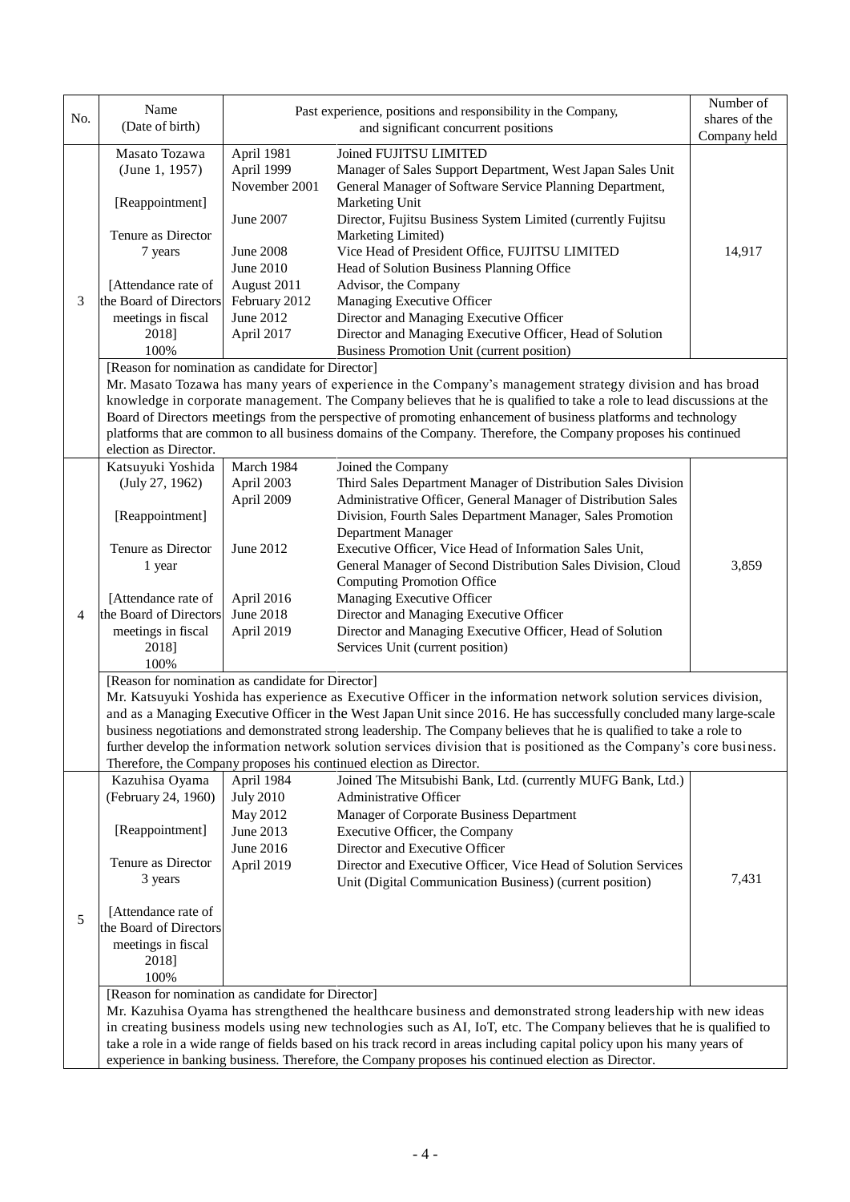| No. | Name (Date of birth) | Past experience, positions and responsibility in the Company, and significant concurrent positions | | Number of shares of the Company held |
|---|---|---|---|---|
| 3 | Masato Tozawa (June 1, 1957)<br><br>[Reappointment]<br><br>Tenure as Director 7 years<br><br>[Attendance rate of the Board of Directors meetings in fiscal 2018] 100% | April 1981<br>April 1999<br>November 2001<br><br>June 2007<br><br>June 2008<br>June 2010<br>August 2011<br>February 2012<br>June 2012<br>April 2017 | Joined FUJITSU LIMITED<br>Manager of Sales Support Department, West Japan Sales Unit<br>General Manager of Software Service Planning Department, Marketing Unit<br>Director, Fujitsu Business System Limited (currently Fujitsu Marketing Limited)<br>Vice Head of President Office, FUJITSU LIMITED<br>Head of Solution Business Planning Office<br>Advisor, the Company<br>Managing Executive Officer<br>Director and Managing Executive Officer<br>Director and Managing Executive Officer, Head of Solution Business Promotion Unit (current position) | 14,917 |
| | [Reason for nomination as candidate for Director]<br>Mr. Masato Tozawa has many years of experience in the Company's management strategy division and has broad knowledge in corporate management. The Company believes that he is qualified to take a role to lead discussions at the Board of Directors meetings from the perspective of promoting enhancement of business platforms and technology platforms that are common to all business domains of the Company. Therefore, the Company proposes his continued election as Director. | | | |
| 4 | Katsuyuki Yoshida (July 27, 1962)<br><br>[Reappointment]<br><br>Tenure as Director 1 year<br><br>[Attendance rate of the Board of Directors meetings in fiscal 2018] 100% | March 1984<br>April 2003<br>April 2009<br><br><br>June 2012<br><br><br>April 2016<br>June 2018<br>April 2019 | Joined the Company<br>Third Sales Department Manager of Distribution Sales Division<br>Administrative Officer, General Manager of Distribution Sales Division, Fourth Sales Department Manager, Sales Promotion Department Manager<br>Executive Officer, Vice Head of Information Sales Unit, General Manager of Second Distribution Sales Division, Cloud Computing Promotion Office<br>Managing Executive Officer<br>Director and Managing Executive Officer<br>Director and Managing Executive Officer, Head of Solution Services Unit (current position) | 3,859 |
| | [Reason for nomination as candidate for Director]<br>Mr. Katsuyuki Yoshida has experience as Executive Officer in the information network solution services division, and as a Managing Executive Officer in the West Japan Unit since 2016. He has successfully concluded many large-scale business negotiations and demonstrated strong leadership. The Company believes that he is qualified to take a role to further develop the information network solution services division that is positioned as the Company's core business. Therefore, the Company proposes his continued election as Director. | | | |
| 5 | Kazuhisa Oyama (February 24, 1960)<br><br>[Reappointment]<br><br>Tenure as Director 3 years<br><br>[Attendance rate of the Board of Directors meetings in fiscal 2018] 100% | April 1984<br>July 2010<br>May 2012<br>June 2013<br>June 2016<br>April 2019 | Joined The Mitsubishi Bank, Ltd. (currently MUFG Bank, Ltd.)<br>Administrative Officer<br>Manager of Corporate Business Department<br>Executive Officer, the Company<br>Director and Executive Officer<br>Director and Executive Officer, Vice Head of Solution Services Unit (Digital Communication Business) (current position) | 7,431 |
| | [Reason for nomination as candidate for Director]<br>Mr. Kazuhisa Oyama has strengthened the healthcare business and demonstrated strong leadership with new ideas in creating business models using new technologies such as AI, IoT, etc. The Company believes that he is qualified to take a role in a wide range of fields based on his track record in areas including capital policy upon his many years of experience in banking business. Therefore, the Company proposes his continued election as Director. | | | |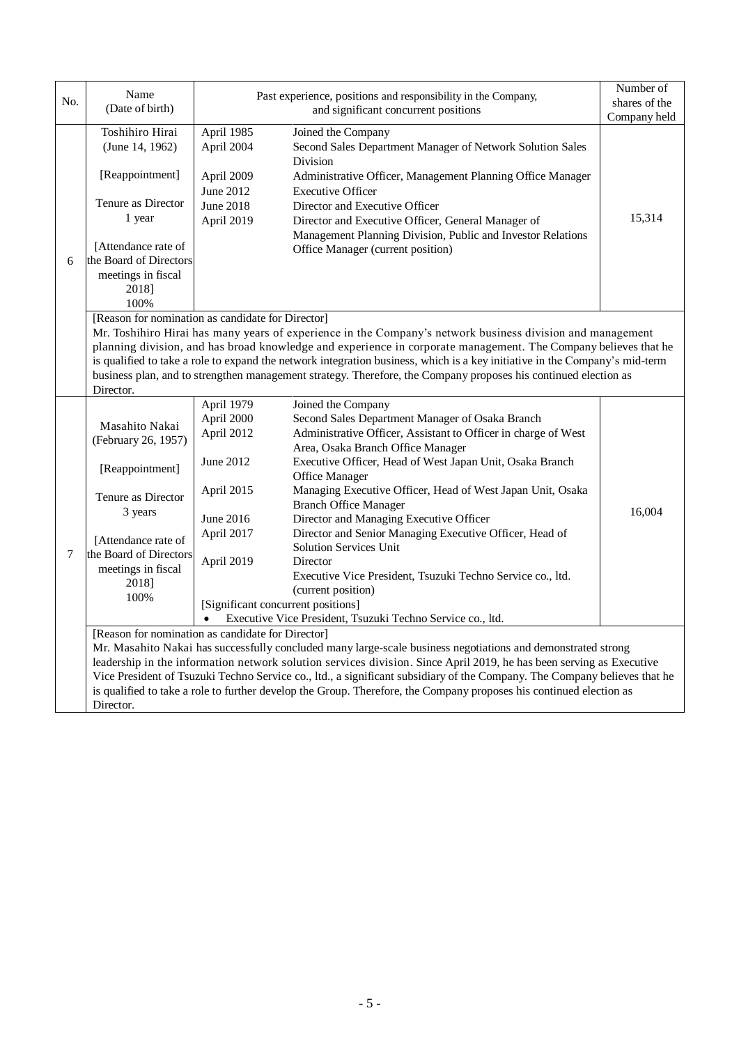| No. | Name (Date of birth) | Past experience, positions and responsibility in the Company, and significant concurrent positions | | Number of shares of the Company held |
|---|---|---|---|---|
| 6 | Toshihiro Hirai (June 14, 1962) [Reappointment] Tenure as Director 1 year [Attendance rate of the Board of Directors meetings in fiscal 2018] 100% | April 1985 | Joined the Company | 15,314 |
| | | April 2004 | Second Sales Department Manager of Network Solution Sales Division | |
| | | April 2009 | Administrative Officer, Management Planning Office Manager | |
| | | June 2012 | Executive Officer | |
| | | June 2018 | Director and Executive Officer | |
| | | April 2019 | Director and Executive Officer, General Manager of Management Planning Division, Public and Investor Relations Office Manager (current position) | |
| | [Reason for nomination as candidate for Director] Mr. Toshihiro Hirai has many years of experience in the Company's network business division and management planning division, and has broad knowledge and experience in corporate management. The Company believes that he is qualified to take a role to expand the network integration business, which is a key initiative in the Company's mid-term business plan, and to strengthen management strategy. Therefore, the Company proposes his continued election as Director. | | | |
| 7 | Masahito Nakai (February 26, 1957) [Reappointment] Tenure as Director 3 years [Attendance rate of the Board of Directors meetings in fiscal 2018] 100% | April 1979 | Joined the Company | 16,004 |
| | | April 2000 | Second Sales Department Manager of Osaka Branch | |
| | | April 2012 | Administrative Officer, Assistant to Officer in charge of West Area, Osaka Branch Office Manager | |
| | | June 2012 | Executive Officer, Head of West Japan Unit, Osaka Branch Office Manager | |
| | | April 2015 | Managing Executive Officer, Head of West Japan Unit, Osaka Branch Office Manager | |
| | | June 2016 | Director and Managing Executive Officer | |
| | | April 2017 | Director and Senior Managing Executive Officer, Head of Solution Services Unit | |
| | | April 2019 | Director<br>Executive Vice President, Tsuzuki Techno Service co., ltd. (current position) | |
| | | [Significant concurrent positions]<br>• Executive Vice President, Tsuzuki Techno Service co., ltd. | | |
| | [Reason for nomination as candidate for Director] Mr. Masahito Nakai has successfully concluded many large-scale business negotiations and demonstrated strong leadership in the information network solution services division. Since April 2019, he has been serving as Executive Vice President of Tsuzuki Techno Service co., ltd., a significant subsidiary of the Company. The Company believes that he is qualified to take a role to further develop the Group. Therefore, the Company proposes his continued election as Director. | | | |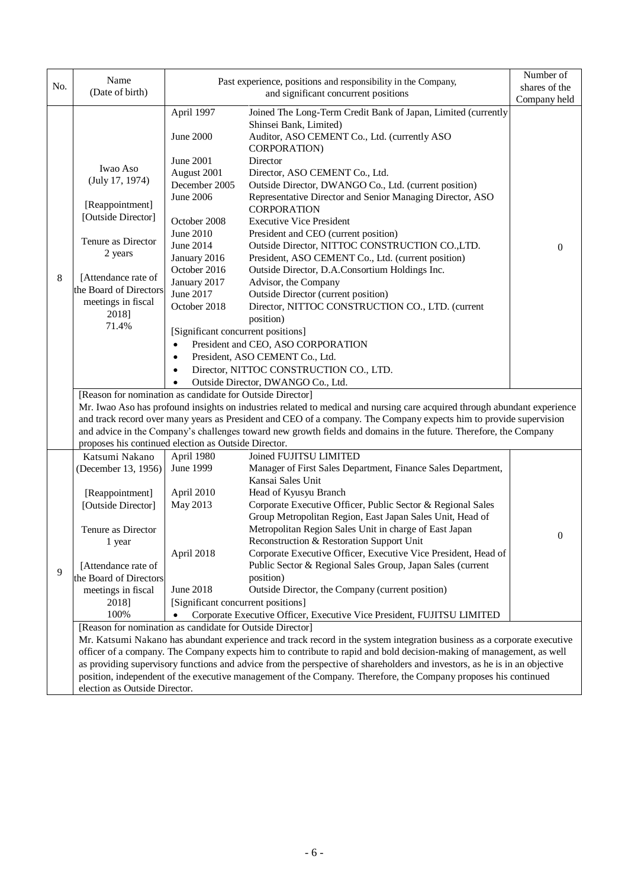| No. | Name (Date of birth) | Past experience, positions and responsibility in the Company, and significant concurrent positions | | Number of shares of the Company held |
|---|---|---|---|---|
| 8 | Iwao Aso (July 17, 1974) [Reappointment] [Outside Director] Tenure as Director 2 years [Attendance rate of the Board of Directors meetings in fiscal 2018] 71.4% | April 1997 | Joined The Long-Term Credit Bank of Japan, Limited (currently Shinsei Bank, Limited) | 0 |
| | | June 2000 | Auditor, ASO CEMENT Co., Ltd. (currently ASO CORPORATION) | |
| | | June 2001 | Director | |
| | | August 2001 | Director, ASO CEMENT Co., Ltd. | |
| | | December 2005 | Outside Director, DWANGO Co., Ltd. (current position) | |
| | | June 2006 | Representative Director and Senior Managing Director, ASO CORPORATION | |
| | | October 2008 | Executive Vice President | |
| | | June 2010 | President and CEO (current position) | |
| | | June 2014 | Outside Director, NITTOC CONSTRUCTION CO.,LTD. | |
| | | January 2016 | President, ASO CEMENT Co., Ltd. (current position) | |
| | | October 2016 | Outside Director, D.A.Consortium Holdings Inc. | |
| | | January 2017 | Advisor, the Company | |
| | | June 2017 | Outside Director (current position) | |
| | | October 2018 | Director, NITTOC CONSTRUCTION CO., LTD. (current position) | |
| | | [Significant concurrent positions]<br>• President and CEO, ASO CORPORATION<br>• President, ASO CEMENT Co., Ltd.<br>• Director, NITTOC CONSTRUCTION CO., LTD.<br>• Outside Director, DWANGO Co., Ltd. | | |
| | [Reason for nomination as candidate for Outside Director]<br>Mr. Iwao Aso has profound insights on industries related to medical and nursing care acquired through abundant experience and track record over many years as President and CEO of a company. The Company expects him to provide supervision and advice in the Company's challenges toward new growth fields and domains in the future. Therefore, the Company proposes his continued election as Outside Director. | | | |
| 9 | Katsumi Nakano (December 13, 1956) [Reappointment] [Outside Director] Tenure as Director 1 year [Attendance rate of the Board of Directors meetings in fiscal 2018] 100% | April 1980 | Joined FUJITSU LIMITED | 0 |
| | | June 1999 | Manager of First Sales Department, Finance Sales Department, Kansai Sales Unit | |
| | | April 2010 | Head of Kyusyu Branch | |
| | | May 2013 | Corporate Executive Officer, Public Sector & Regional Sales Group Metropolitan Region, East Japan Sales Unit, Head of Metropolitan Region Sales Unit in charge of East Japan Reconstruction & Restoration Support Unit | |
| | | April 2018 | Corporate Executive Officer, Executive Vice President, Head of Public Sector & Regional Sales Group, Japan Sales (current position) | |
| | | June 2018 | Outside Director, the Company (current position) | |
| | | [Significant concurrent positions]<br>• Corporate Executive Officer, Executive Vice President, FUJITSU LIMITED | | |
| | [Reason for nomination as candidate for Outside Director]<br>Mr. Katsumi Nakano has abundant experience and track record in the system integration business as a corporate executive officer of a company. The Company expects him to contribute to rapid and bold decision-making of management, as well as providing supervisory functions and advice from the perspective of shareholders and investors, as he is in an objective position, independent of the executive management of the Company. Therefore, the Company proposes his continued election as Outside Director. | | | |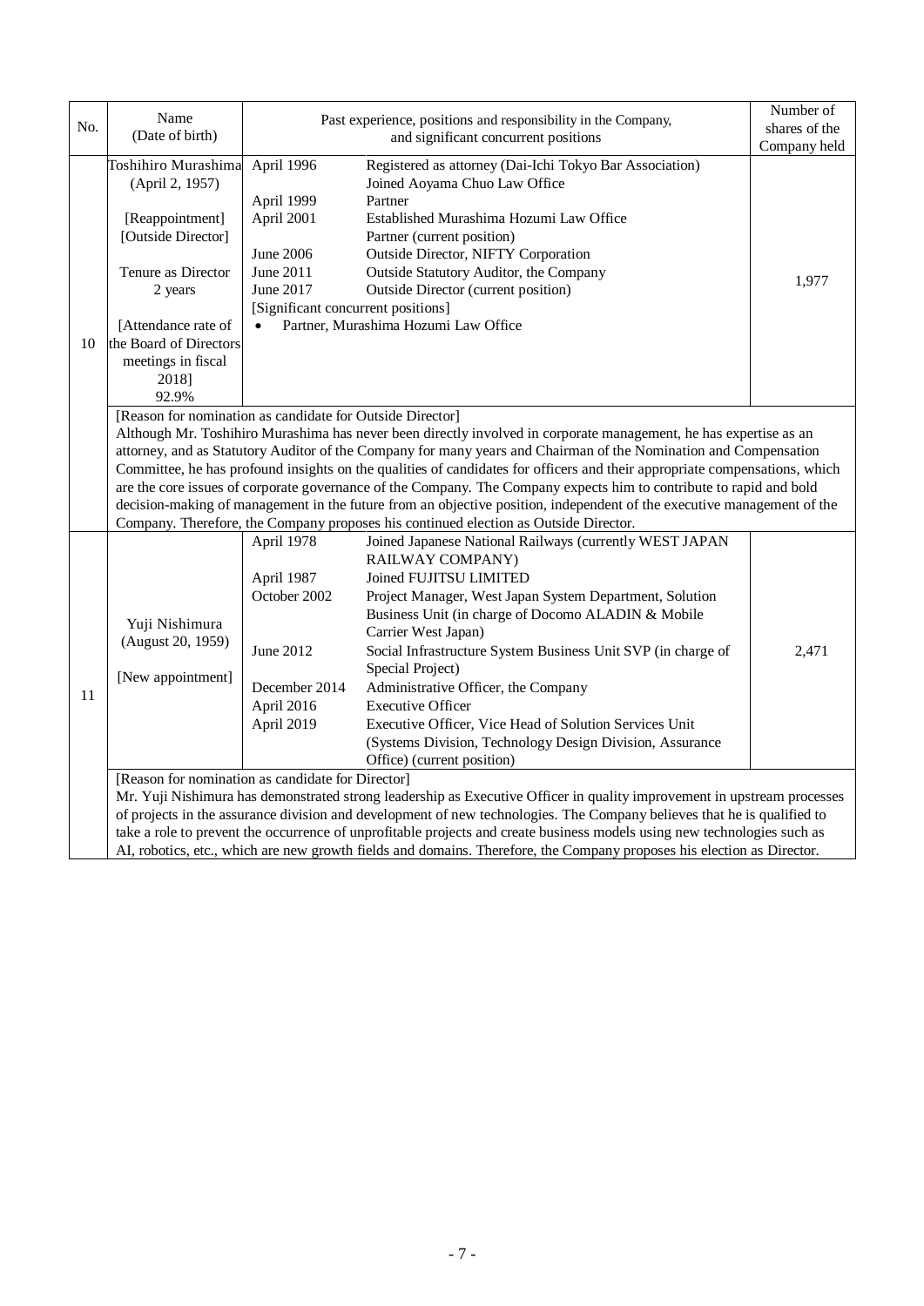| No. | Name (Date of birth) | Past experience, positions and responsibility in the Company, and significant concurrent positions | | Number of shares of the Company held |
|---|---|---|---|---|
| 10 | Toshihiro Murashima (April 2, 1957)<br><br>[Reappointment]<br>[Outside Director]<br><br>Tenure as Director<br>2 years<br><br>[Attendance rate of the Board of Directors meetings in fiscal 2018]<br>92.9% | April 1996<br><br>April 1999<br>April 2001<br><br>June 2006<br>June 2011<br>June 2017<br>[Significant concurrent positions]<br>• Partner, Murashima Hozumi Law Office | Registered as attorney (Dai-Ichi Tokyo Bar Association)<br>Joined Aoyama Chuo Law Office<br>Partner<br>Established Murashima Hozumi Law Office<br>Partner (current position)<br>Outside Director, NIFTY Corporation<br>Outside Statutory Auditor, the Company<br>Outside Director (current position) | 1,977 |
| | [Reason for nomination as candidate for Outside Director]<br>Although Mr. Toshihiro Murashima has never been directly involved in corporate management, he has expertise as an attorney, and as Statutory Auditor of the Company for many years and Chairman of the Nomination and Compensation Committee, he has profound insights on the qualities of candidates for officers and their appropriate compensations, which are the core issues of corporate governance of the Company. The Company expects him to contribute to rapid and bold decision-making of management in the future from an objective position, independent of the executive management of the Company. Therefore, the Company proposes his continued election as Outside Director. | | | |
| 11 | Yuji Nishimura (August 20, 1959)<br><br>[New appointment] | April 1978<br><br>April 1987<br>October 2002<br><br><br>June 2012<br><br>December 2014<br>April 2016<br>April 2019 | Joined Japanese National Railways (currently WEST JAPAN RAILWAY COMPANY)<br>Joined FUJITSU LIMITED<br>Project Manager, West Japan System Department, Solution Business Unit (in charge of Docomo ALADIN & Mobile Carrier West Japan)<br>Social Infrastructure System Business Unit SVP (in charge of Special Project)<br>Administrative Officer, the Company<br>Executive Officer<br>Executive Officer, Vice Head of Solution Services Unit (Systems Division, Technology Design Division, Assurance Office) (current position) | 2,471 |
| | [Reason for nomination as candidate for Director]<br>Mr. Yuji Nishimura has demonstrated strong leadership as Executive Officer in quality improvement in upstream processes of projects in the assurance division and development of new technologies. The Company believes that he is qualified to take a role to prevent the occurrence of unprofitable projects and create business models using new technologies such as AI, robotics, etc., which are new growth fields and domains. Therefore, the Company proposes his election as Director. | | | |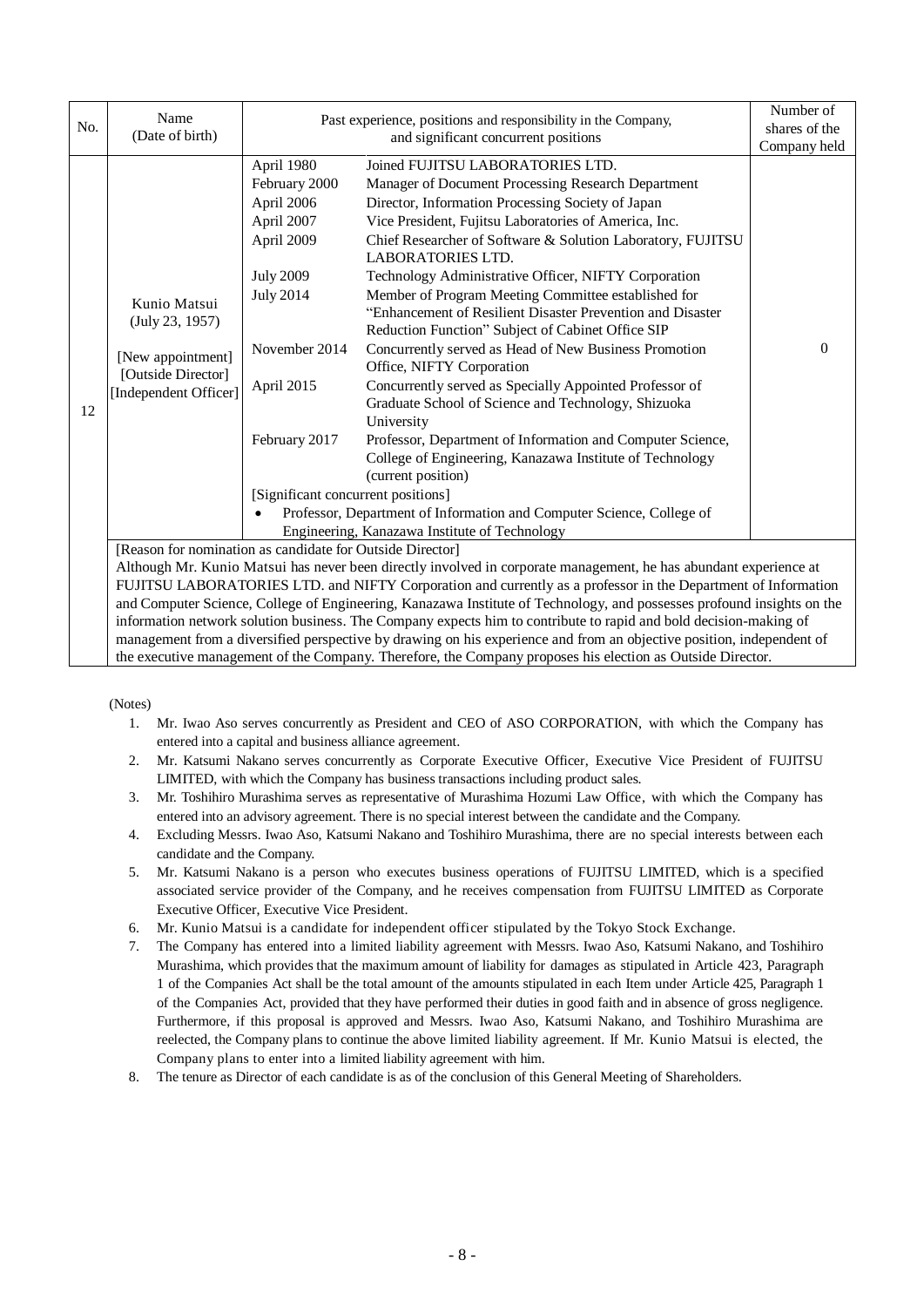| No. | Name (Date of birth) | Past experience, positions and responsibility in the Company, and significant concurrent positions | | Number of shares of the Company held |
|---|---|---|---|---|
| 12 | Kunio Matsui (July 23, 1957)<br><br>[New appointment]<br>[Outside Director]<br>[Independent Officer] | April 1980<br>February 2000<br>April 2006<br>April 2007<br>April 2009<br><br>July 2009<br>July 2014<br><br><br>November 2014<br><br>April 2015<br><br><br>February 2017 | Joined FUJITSU LABORATORIES LTD.<br>Manager of Document Processing Research Department<br>Director, Information Processing Society of Japan<br>Vice President, Fujitsu Laboratories of America, Inc.<br>Chief Researcher of Software & Solution Laboratory, FUJITSU LABORATORIES LTD.<br>Technology Administrative Officer, NIFTY Corporation<br>Member of Program Meeting Committee established for "Enhancement of Resilient Disaster Prevention and Disaster Reduction Function" Subject of Cabinet Office SIP<br>Concurrently served as Head of New Business Promotion Office, NIFTY Corporation<br>Concurrently served as Specially Appointed Professor of Graduate School of Science and Technology, Shizuoka University<br>Professor, Department of Information and Computer Science, College of Engineering, Kanazawa Institute of Technology (current position) | 0 |
| | | [Significant concurrent positions]<br>• Professor, Department of Information and Computer Science, College of Engineering, Kanazawa Institute of Technology | | |
| | [Reason for nomination as candidate for Outside Director]<br>Although Mr. Kunio Matsui has never been directly involved in corporate management, he has abundant experience at FUJITSU LABORATORIES LTD. and NIFTY Corporation and currently as a professor in the Department of Information and Computer Science, College of Engineering, Kanazawa Institute of Technology, and possesses profound insights on the information network solution business. The Company expects him to contribute to rapid and bold decision-making of management from a diversified perspective by drawing on his experience and from an objective position, independent of the executive management of the Company. Therefore, the Company proposes his election as Outside Director. | | | |

(Notes)

1. Mr. Iwao Aso serves concurrently as President and CEO of ASO CORPORATION, with which the Company has entered into a capital and business alliance agreement.
2. Mr. Katsumi Nakano serves concurrently as Corporate Executive Officer, Executive Vice President of FUJITSU LIMITED, with which the Company has business transactions including product sales.
3. Mr. Toshihiro Murashima serves as representative of Murashima Hozumi Law Office, with which the Company has entered into an advisory agreement. There is no special interest between the candidate and the Company.
4. Excluding Messrs. Iwao Aso, Katsumi Nakano and Toshihiro Murashima, there are no special interests between each candidate and the Company.
5. Mr. Katsumi Nakano is a person who executes business operations of FUJITSU LIMITED, which is a specified associated service provider of the Company, and he receives compensation from FUJITSU LIMITED as Corporate Executive Officer, Executive Vice President.
6. Mr. Kunio Matsui is a candidate for independent officer stipulated by the Tokyo Stock Exchange.
7. The Company has entered into a limited liability agreement with Messrs. Iwao Aso, Katsumi Nakano, and Toshihiro Murashima, which provides that the maximum amount of liability for damages as stipulated in Article 423, Paragraph 1 of the Companies Act shall be the total amount of the amounts stipulated in each Item under Article 425, Paragraph 1 of the Companies Act, provided that they have performed their duties in good faith and in absence of gross negligence. Furthermore, if this proposal is approved and Messrs. Iwao Aso, Katsumi Nakano, and Toshihiro Murashima are reelected, the Company plans to continue the above limited liability agreement. If Mr. Kunio Matsui is elected, the Company plans to enter into a limited liability agreement with him.
8. The tenure as Director of each candidate is as of the conclusion of this General Meeting of Shareholders.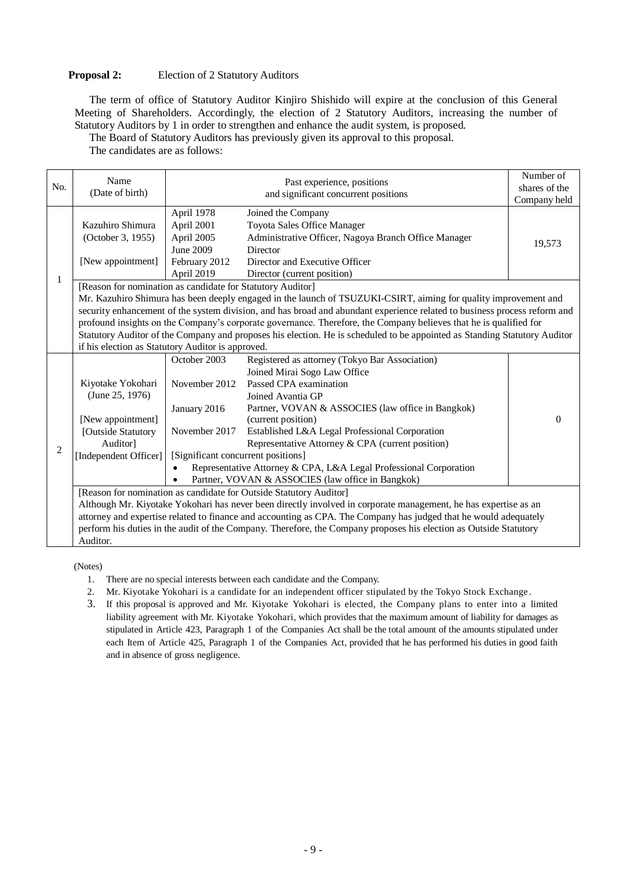**Proposal 2:** Election of 2 Statutory Auditors

The term of office of Statutory Auditor Kinjiro Shishido will expire at the conclusion of this General Meeting of Shareholders. Accordingly, the election of 2 Statutory Auditors, increasing the number of Statutory Auditors by 1 in order to strengthen and enhance the audit system, is proposed.

The Board of Statutory Auditors has previously given its approval to this proposal.

The candidates are as follows:

| No. | Name (Date of birth) | Past experience, positions and significant concurrent positions | | Number of shares of the Company held |
|---|---|---|---|---|
| 1 | Kazuhiro Shimura (October 3, 1955) [New appointment] | April 1978<br>April 2001<br>April 2005<br>June 2009<br>February 2012<br>April 2019 | Joined the Company<br>Toyota Sales Office Manager<br>Administrative Officer, Nagoya Branch Office Manager<br>Director<br>Director and Executive Officer<br>Director (current position) | 19,573 |
| | [Reason for nomination as candidate for Statutory Auditor]<br>Mr. Kazuhiro Shimura has been deeply engaged in the launch of TSUZUKI-CSIRT, aiming for quality improvement and security enhancement of the system division, and has broad and abundant experience related to business process reform and profound insights on the Company's corporate governance. Therefore, the Company believes that he is qualified for Statutory Auditor of the Company and proposes his election. He is scheduled to be appointed as Standing Statutory Auditor if his election as Statutory Auditor is approved. | | | |
| 2 | Kiyotake Yokohari (June 25, 1976) [New appointment] [Outside Statutory Auditor] [Independent Officer] | October 2003<br><br>November 2012<br><br>January 2016<br><br>November 2017 | Registered as attorney (Tokyo Bar Association)<br>Joined Mirai Sogo Law Office<br>Passed CPA examination<br>Joined Avantia GP<br>Partner, VOVAN & ASSOCIES (law office in Bangkok) (current position)<br>Established L&A Legal Professional Corporation<br>Representative Attorney & CPA (current position) | 0 |
| | | [Significant concurrent positions]<br>• Representative Attorney & CPA, L&A Legal Professional Corporation<br>• Partner, VOVAN & ASSOCIES (law office in Bangkok) | | |
| | [Reason for nomination as candidate for Outside Statutory Auditor]<br>Although Mr. Kiyotake Yokohari has never been directly involved in corporate management, he has expertise as an attorney and expertise related to finance and accounting as CPA. The Company has judged that he would adequately perform his duties in the audit of the Company. Therefore, the Company proposes his election as Outside Statutory Auditor. | | | |

(Notes)

1. There are no special interests between each candidate and the Company.
2. Mr. Kiyotake Yokohari is a candidate for an independent officer stipulated by the Tokyo Stock Exchange.
3. If this proposal is approved and Mr. Kiyotake Yokohari is elected, the Company plans to enter into a limited liability agreement with Mr. Kiyotake Yokohari, which provides that the maximum amount of liability for damages as stipulated in Article 423, Paragraph 1 of the Companies Act shall be the total amount of the amounts stipulated under each Item of Article 425, Paragraph 1 of the Companies Act, provided that he has performed his duties in good faith and in absence of gross negligence.